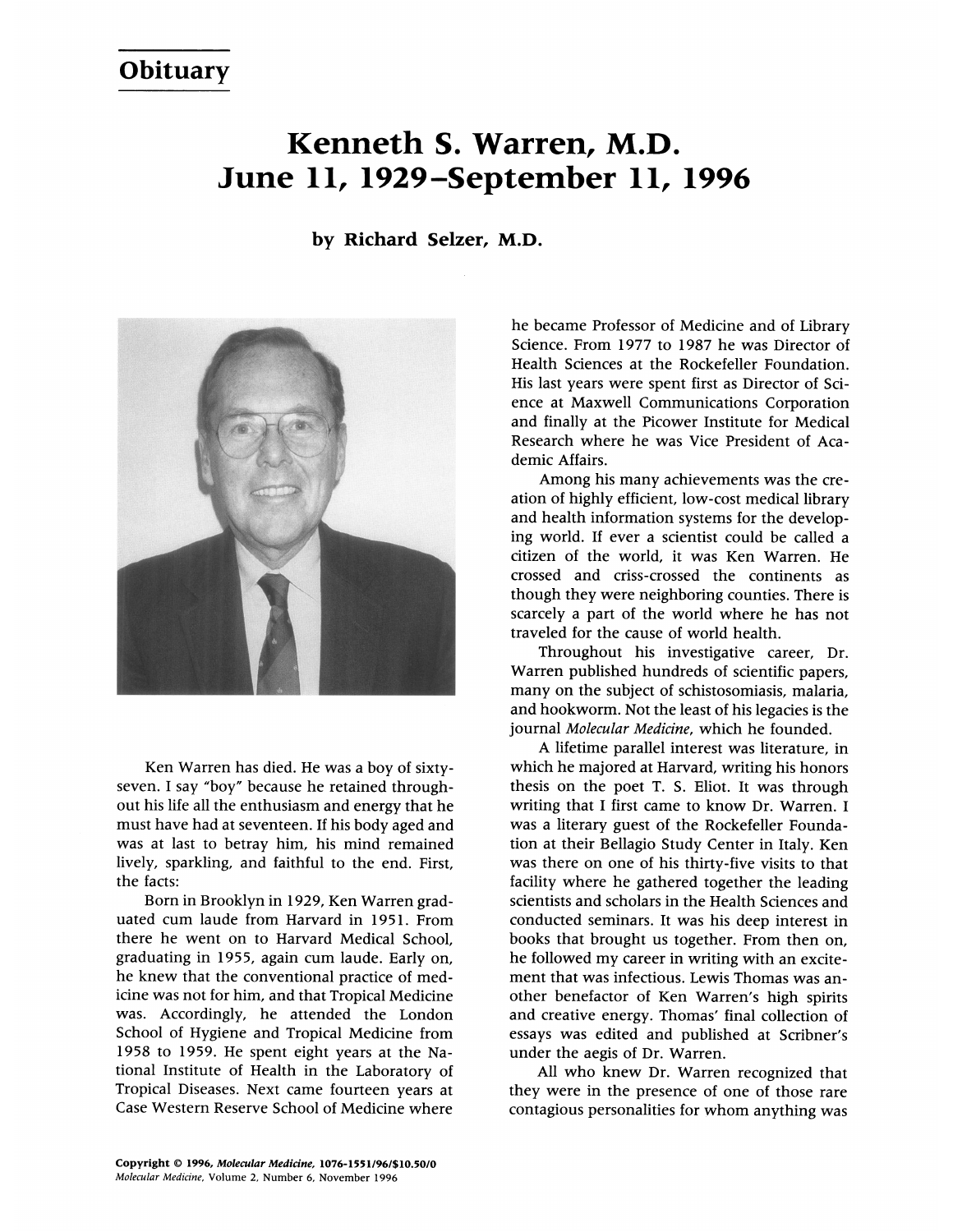## Obituary

# Kenneth S. Warren, M.D.
# June 11, 1929–September 11, 1996

### by Richard Selzer, M.D.

Ken Warren has died. He was a boy of sixty-seven. I say "boy" because he retained throughout his life all the enthusiasm and energy that he must have had at seventeen. If his body aged and was at last to betray him, his mind remained lively, sparkling, and faithful to the end. First, the facts:

Born in Brooklyn in 1929, Ken Warren graduated cum laude from Harvard in 1951. From there he went on to Harvard Medical School, graduating in 1955, again cum laude. Early on, he knew that the conventional practice of medicine was not for him, and that Tropical Medicine was. Accordingly, he attended the London School of Hygiene and Tropical Medicine from 1958 to 1959. He spent eight years at the National Institute of Health in the Laboratory of Tropical Diseases. Next came fourteen years at Case Western Reserve School of Medicine where he became Professor of Medicine and of Library Science. From 1977 to 1987 he was Director of Health Sciences at the Rockefeller Foundation. His last years were spent first as Director of Science at Maxwell Communications Corporation and finally at the Picower Institute for Medical Research where he was Vice President of Academic Affairs.

Among his many achievements was the creation of highly efficient, low-cost medical library and health information systems for the developing world. If ever a scientist could be called a citizen of the world, it was Ken Warren. He crossed and criss-crossed the continents as though they were neighboring counties. There is scarcely a part of the world where he has not traveled for the cause of world health.

Throughout his investigative career, Dr. Warren published hundreds of scientific papers, many on the subject of schistosomiasis, malaria, and hookworm. Not the least of his legacies is the journal *Molecular Medicine*, which he founded.

A lifetime parallel interest was literature, in which he majored at Harvard, writing his honors thesis on the poet T. S. Eliot. It was through writing that I first came to know Dr. Warren. I was a literary guest of the Rockefeller Foundation at their Bellagio Study Center in Italy. Ken was there on one of his thirty-five visits to that facility where he gathered together the leading scientists and scholars in the Health Sciences and conducted seminars. It was his deep interest in books that brought us together. From then on, he followed my career in writing with an excitement that was infectious. Lewis Thomas was another benefactor of Ken Warren's high spirits and creative energy. Thomas' final collection of essays was edited and published at Scribner's under the aegis of Dr. Warren.

All who knew Dr. Warren recognized that they were in the presence of one of those rare contagious personalities for whom anything was

Copyright © 1996, *Molecular Medicine*, 1076-1551/96/$10.50/0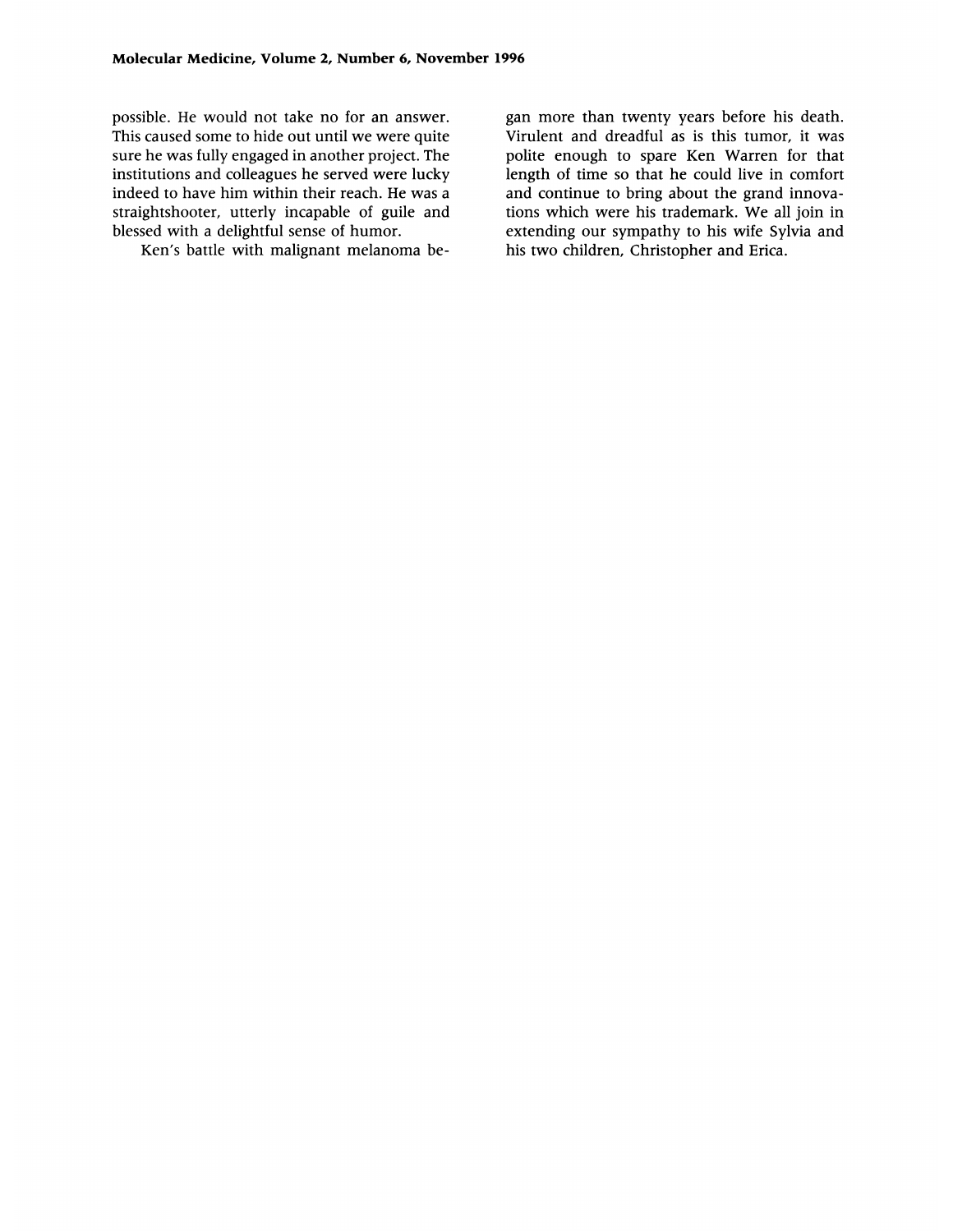possible. He would not take no for an answer. This caused some to hide out until we were quite sure he was fully engaged in another project. The institutions and colleagues he served were lucky indeed to have him within their reach. He was a straightshooter, utterly incapable of guile and blessed with a delightful sense of humor.

Ken's battle with malignant melanoma began more than twenty years before his death. Virulent and dreadful as is this tumor, it was polite enough to spare Ken Warren for that length of time so that he could live in comfort and continue to bring about the grand innovations which were his trademark. We all join in extending our sympathy to his wife Sylvia and his two children, Christopher and Erica.